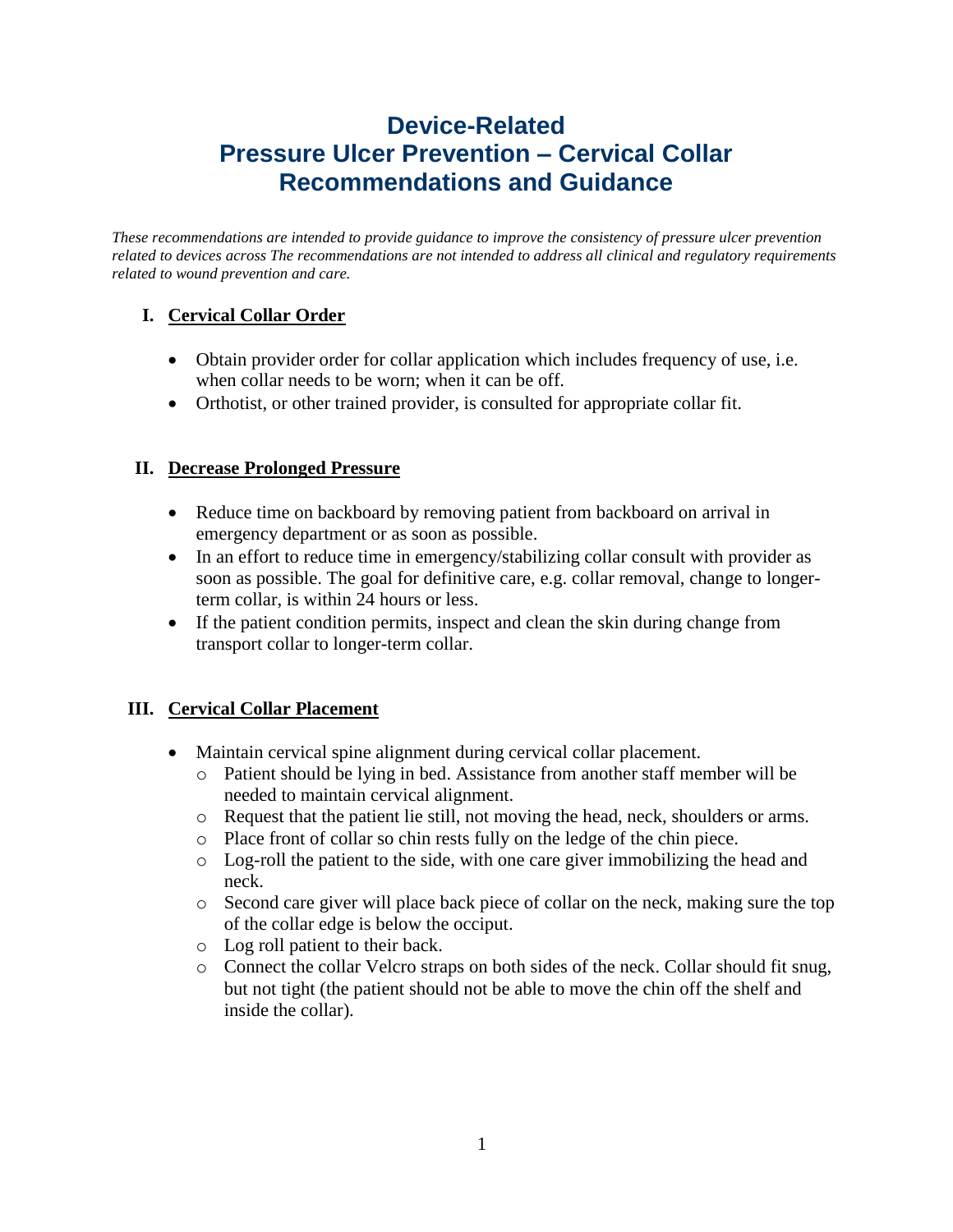# Device-Related
# Pressure Ulcer Prevention – Cervical Collar
# Recommendations and Guidance

*These recommendations are intended to provide guidance to improve the consistency of pressure ulcer prevention related to devices across The recommendations are not intended to address all clinical and regulatory requirements related to wound prevention and care.*

## I. Cervical Collar Order

- Obtain provider order for collar application which includes frequency of use, i.e. when collar needs to be worn; when it can be off.
- Orthotist, or other trained provider, is consulted for appropriate collar fit.

## II. Decrease Prolonged Pressure

- Reduce time on backboard by removing patient from backboard on arrival in emergency department or as soon as possible.
- In an effort to reduce time in emergency/stabilizing collar consult with provider as soon as possible. The goal for definitive care, e.g. collar removal, change to longer-term collar, is within 24 hours or less.
- If the patient condition permits, inspect and clean the skin during change from transport collar to longer-term collar.

## III. Cervical Collar Placement

- Maintain cervical spine alignment during cervical collar placement.
  - Patient should be lying in bed. Assistance from another staff member will be needed to maintain cervical alignment.
  - Request that the patient lie still, not moving the head, neck, shoulders or arms.
  - Place front of collar so chin rests fully on the ledge of the chin piece.
  - Log-roll the patient to the side, with one care giver immobilizing the head and neck.
  - Second care giver will place back piece of collar on the neck, making sure the top of the collar edge is below the occiput.
  - Log roll patient to their back.
  - Connect the collar Velcro straps on both sides of the neck. Collar should fit snug, but not tight (the patient should not be able to move the chin off the shelf and inside the collar).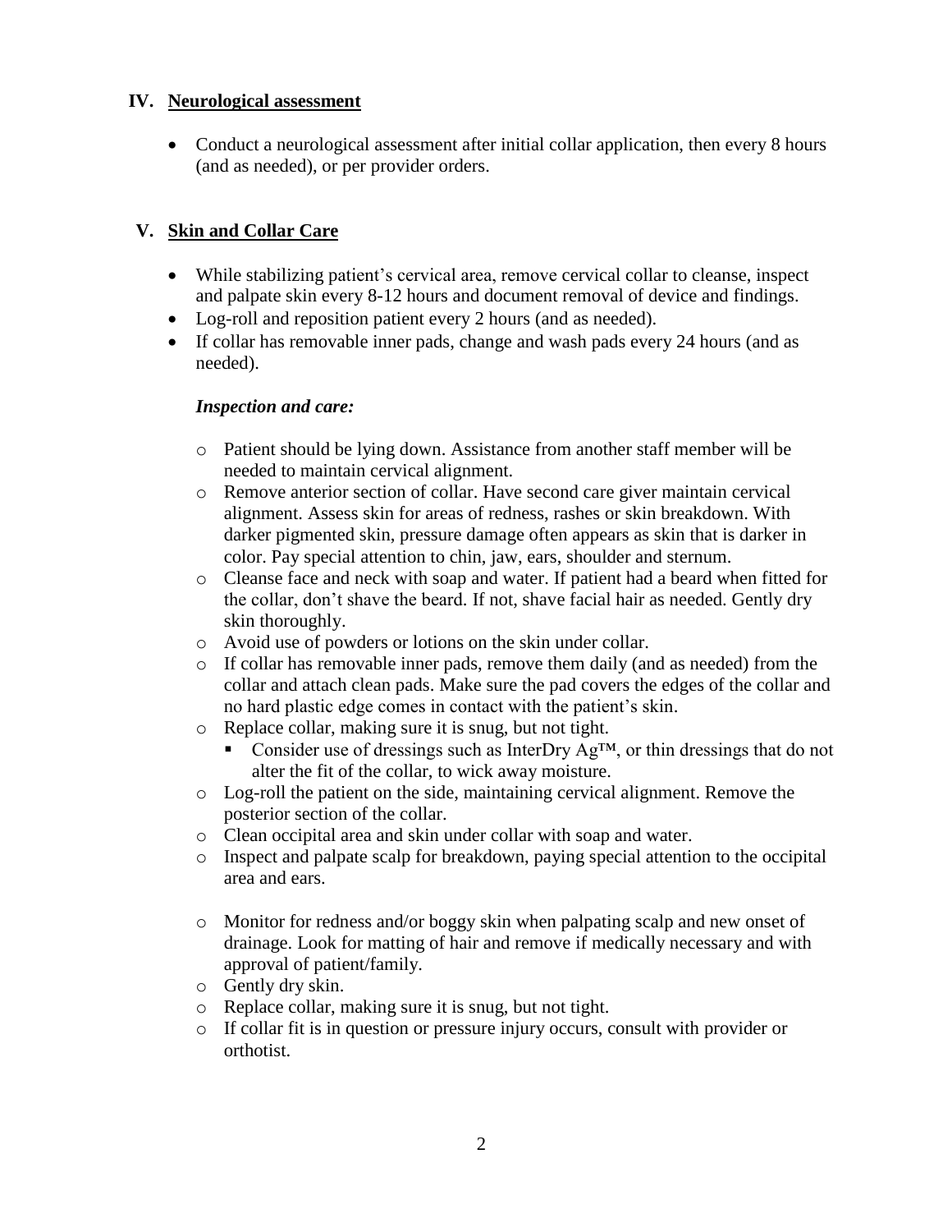## IV. Neurological assessment

- Conduct a neurological assessment after initial collar application, then every 8 hours (and as needed), or per provider orders.

## V. Skin and Collar Care

- While stabilizing patient's cervical area, remove cervical collar to cleanse, inspect and palpate skin every 8-12 hours and document removal of device and findings.
- Log-roll and reposition patient every 2 hours (and as needed).
- If collar has removable inner pads, change and wash pads every 24 hours (and as needed).

***Inspection and care:***

- Patient should be lying down. Assistance from another staff member will be needed to maintain cervical alignment.
- Remove anterior section of collar. Have second care giver maintain cervical alignment. Assess skin for areas of redness, rashes or skin breakdown. With darker pigmented skin, pressure damage often appears as skin that is darker in color. Pay special attention to chin, jaw, ears, shoulder and sternum.
- Cleanse face and neck with soap and water. If patient had a beard when fitted for the collar, don't shave the beard. If not, shave facial hair as needed. Gently dry skin thoroughly.
- Avoid use of powders or lotions on the skin under collar.
- If collar has removable inner pads, remove them daily (and as needed) from the collar and attach clean pads. Make sure the pad covers the edges of the collar and no hard plastic edge comes in contact with the patient's skin.
- Replace collar, making sure it is snug, but not tight.
  - Consider use of dressings such as InterDry Ag™, or thin dressings that do not alter the fit of the collar, to wick away moisture.
- Log-roll the patient on the side, maintaining cervical alignment. Remove the posterior section of the collar.
- Clean occipital area and skin under collar with soap and water.
- Inspect and palpate scalp for breakdown, paying special attention to the occipital area and ears.
- Monitor for redness and/or boggy skin when palpating scalp and new onset of drainage. Look for matting of hair and remove if medically necessary and with approval of patient/family.
- Gently dry skin.
- Replace collar, making sure it is snug, but not tight.
- If collar fit is in question or pressure injury occurs, consult with provider or orthotist.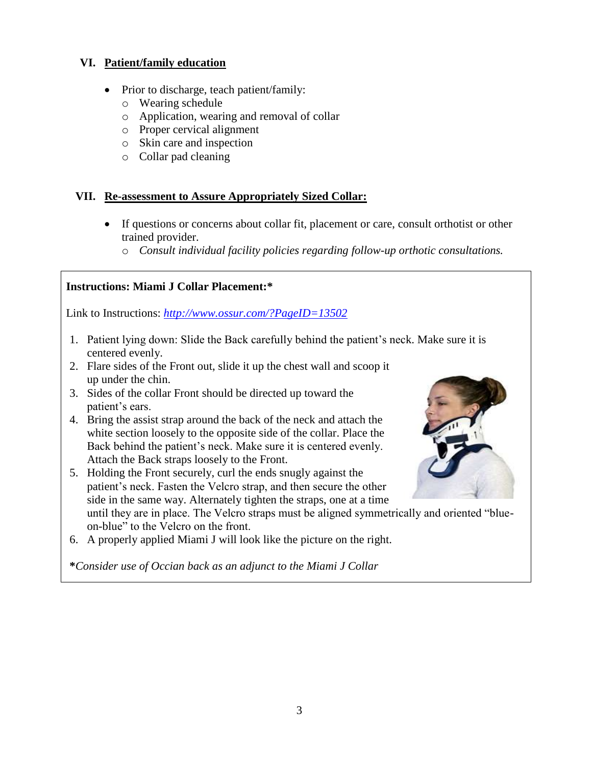## VI. Patient/family education

- Prior to discharge, teach patient/family:
  - Wearing schedule
  - Application, wearing and removal of collar
  - Proper cervical alignment
  - Skin care and inspection
  - Collar pad cleaning

## VII. Re-assessment to Assure Appropriately Sized Collar:

- If questions or concerns about collar fit, placement or care, consult orthotist or other trained provider.
  - *Consult individual facility policies regarding follow-up orthotic consultations.*

**Instructions: Miami J Collar Placement:***

Link to Instructions: *http://www.ossur.com/?PageID=13502*

1. Patient lying down: Slide the Back carefully behind the patient's neck. Make sure it is centered evenly.
2. Flare sides of the Front out, slide it up the chest wall and scoop it up under the chin.
3. Sides of the collar Front should be directed up toward the patient's ears.
4. Bring the assist strap around the back of the neck and attach the white section loosely to the opposite side of the collar. Place the Back behind the patient's neck. Make sure it is centered evenly. Attach the Back straps loosely to the Front.
5. Holding the Front securely, curl the ends snugly against the patient's neck. Fasten the Velcro strap, and then secure the other side in the same way. Alternately tighten the straps, one at a time until they are in place. The Velcro straps must be aligned symmetrically and oriented "blue-on-blue" to the Velcro on the front.
6. A properly applied Miami J will look like the picture on the right.

***Consider use of Occian back as an adjunct to the Miami J Collar***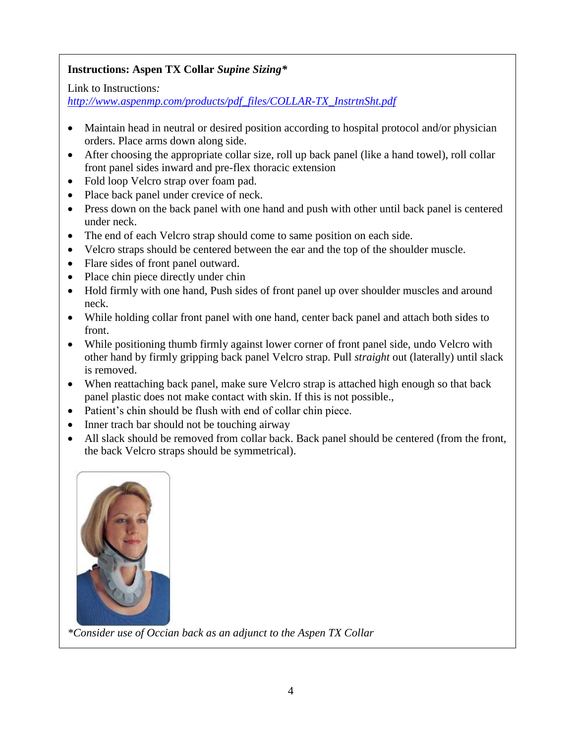**Instructions: Aspen TX Collar *Supine Sizing****

Link to Instructions*:*
*http://www.aspenmp.com/products/pdf_files/COLLAR-TX_InstrtnSht.pdf*

- Maintain head in neutral or desired position according to hospital protocol and/or physician orders. Place arms down along side.
- After choosing the appropriate collar size, roll up back panel (like a hand towel), roll collar front panel sides inward and pre-flex thoracic extension
- Fold loop Velcro strap over foam pad.
- Place back panel under crevice of neck.
- Press down on the back panel with one hand and push with other until back panel is centered under neck.
- The end of each Velcro strap should come to same position on each side.
- Velcro straps should be centered between the ear and the top of the shoulder muscle.
- Flare sides of front panel outward.
- Place chin piece directly under chin
- Hold firmly with one hand, Push sides of front panel up over shoulder muscles and around neck.
- While holding collar front panel with one hand, center back panel and attach both sides to front.
- While positioning thumb firmly against lower corner of front panel side, undo Velcro with other hand by firmly gripping back panel Velcro strap. Pull *straight* out (laterally) until slack is removed.
- When reattaching back panel, make sure Velcro strap is attached high enough so that back panel plastic does not make contact with skin. If this is not possible.,
- Patient's chin should be flush with end of collar chin piece.
- Inner trach bar should not be touching airway
- All slack should be removed from collar back. Back panel should be centered (from the front, the back Velcro straps should be symmetrical).

*\*Consider use of Occian back as an adjunct to the Aspen TX Collar*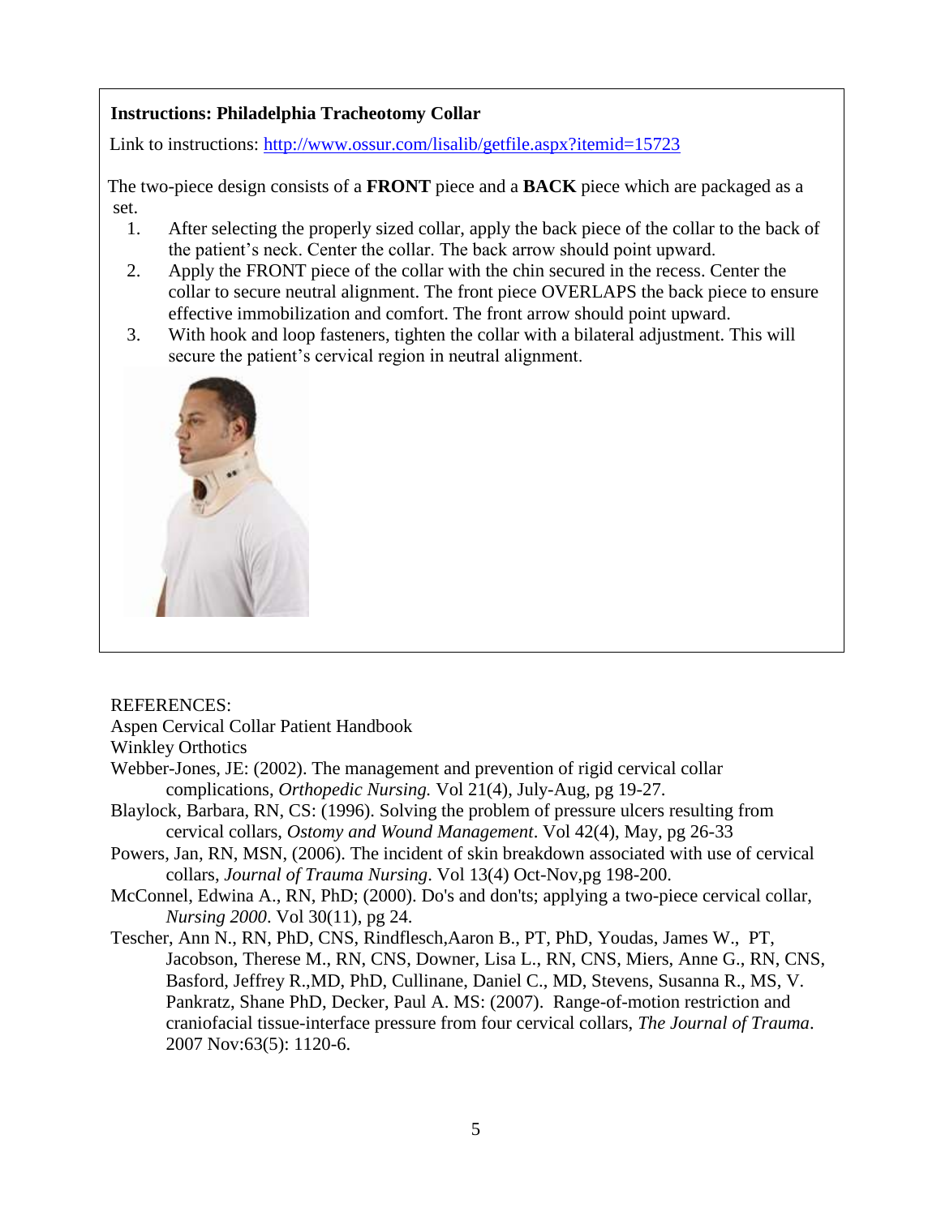**Instructions: Philadelphia Tracheotomy Collar**

Link to instructions: [http://www.ossur.com/lisalib/getfile.aspx?itemid=15723](http://www.ossur.com/lisalib/getfile.aspx?itemid=15723)

The two-piece design consists of a **FRONT** piece and a **BACK** piece which are packaged as a set.

1. After selecting the properly sized collar, apply the back piece of the collar to the back of the patient's neck. Center the collar. The back arrow should point upward.
2. Apply the FRONT piece of the collar with the chin secured in the recess. Center the collar to secure neutral alignment. The front piece OVERLAPS the back piece to ensure effective immobilization and comfort. The front arrow should point upward.
3. With hook and loop fasteners, tighten the collar with a bilateral adjustment. This will secure the patient's cervical region in neutral alignment.

REFERENCES:

Aspen Cervical Collar Patient Handbook

Winkley Orthotics

Webber-Jones, JE: (2002). The management and prevention of rigid cervical collar complications, *Orthopedic Nursing.* Vol 21(4), July-Aug, pg 19-27.

Blaylock, Barbara, RN, CS: (1996). Solving the problem of pressure ulcers resulting from cervical collars, *Ostomy and Wound Management*. Vol 42(4), May, pg 26-33

Powers, Jan, RN, MSN, (2006). The incident of skin breakdown associated with use of cervical collars, *Journal of Trauma Nursing*. Vol 13(4) Oct-Nov,pg 198-200.

McConnel, Edwina A., RN, PhD; (2000). Do's and don'ts; applying a two-piece cervical collar, *Nursing 2000*. Vol 30(11), pg 24.

Tescher, Ann N., RN, PhD, CNS, Rindflesch,Aaron B., PT, PhD, Youdas, James W., PT, Jacobson, Therese M., RN, CNS, Downer, Lisa L., RN, CNS, Miers, Anne G., RN, CNS, Basford, Jeffrey R.,MD, PhD, Cullinane, Daniel C., MD, Stevens, Susanna R., MS, V. Pankratz, Shane PhD, Decker, Paul A. MS: (2007). Range-of-motion restriction and craniofacial tissue-interface pressure from four cervical collars, *The Journal of Trauma*. 2007 Nov:63(5): 1120-6.